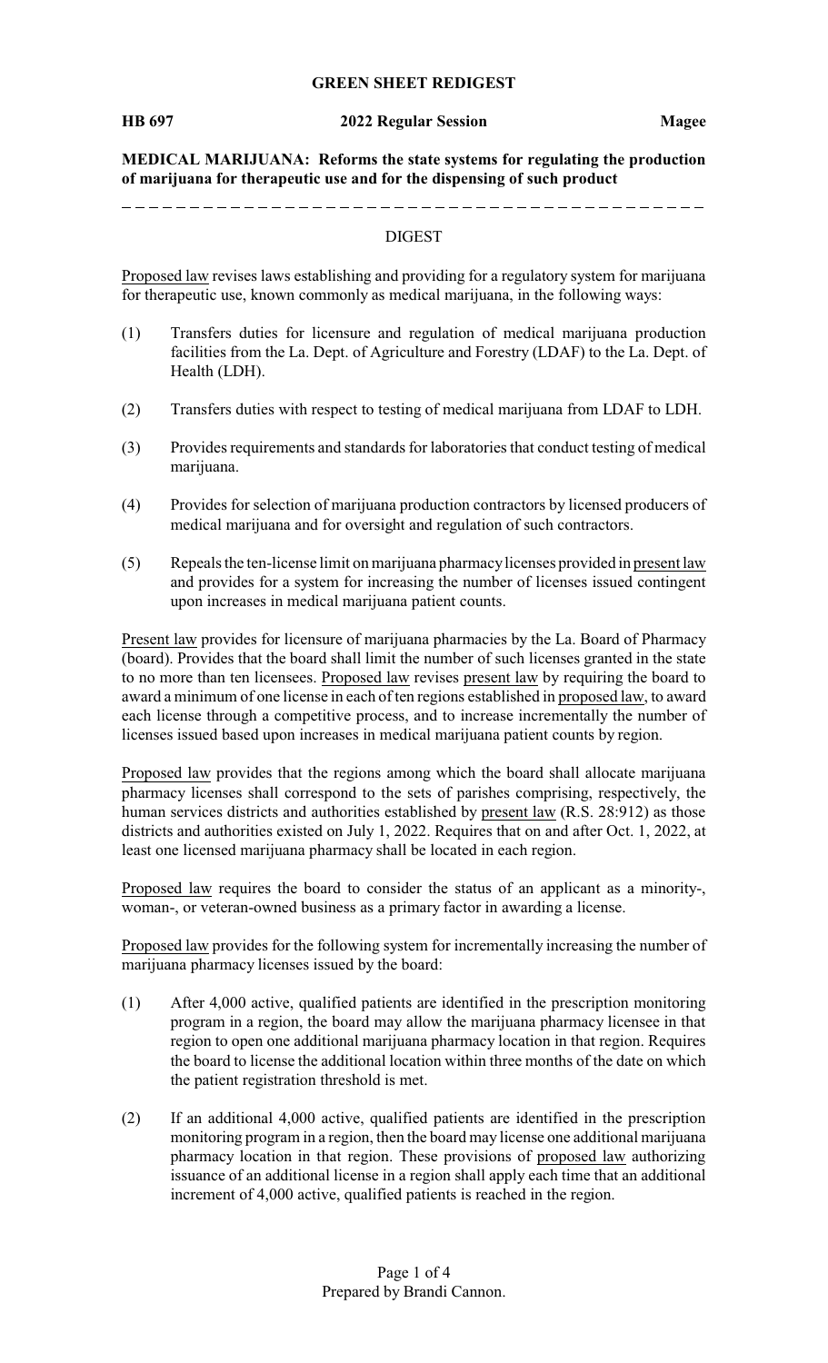# GREEN SHEET REDIGEST

**HB 697** **2022 Regular Session** **Magee**

**MEDICAL MARIJUANA: Reforms the state systems for regulating the production of marijuana for therapeutic use and for the dispensing of such product**

---

## DIGEST

Proposed law revises laws establishing and providing for a regulatory system for marijuana for therapeutic use, known commonly as medical marijuana, in the following ways:

(1) Transfers duties for licensure and regulation of medical marijuana production facilities from the La. Dept. of Agriculture and Forestry (LDAF) to the La. Dept. of Health (LDH).

(2) Transfers duties with respect to testing of medical marijuana from LDAF to LDH.

(3) Provides requirements and standards for laboratories that conduct testing of medical marijuana.

(4) Provides for selection of marijuana production contractors by licensed producers of medical marijuana and for oversight and regulation of such contractors.

(5) Repeals the ten-license limit on marijuana pharmacy licenses provided in present law and provides for a system for increasing the number of licenses issued contingent upon increases in medical marijuana patient counts.

Present law provides for licensure of marijuana pharmacies by the La. Board of Pharmacy (board). Provides that the board shall limit the number of such licenses granted in the state to no more than ten licensees. Proposed law revises present law by requiring the board to award a minimum of one license in each of ten regions established in proposed law, to award each license through a competitive process, and to increase incrementally the number of licenses issued based upon increases in medical marijuana patient counts by region.

Proposed law provides that the regions among which the board shall allocate marijuana pharmacy licenses shall correspond to the sets of parishes comprising, respectively, the human services districts and authorities established by present law (R.S. 28:912) as those districts and authorities existed on July 1, 2022. Requires that on and after Oct. 1, 2022, at least one licensed marijuana pharmacy shall be located in each region.

Proposed law requires the board to consider the status of an applicant as a minority-, woman-, or veteran-owned business as a primary factor in awarding a license.

Proposed law provides for the following system for incrementally increasing the number of marijuana pharmacy licenses issued by the board:

(1) After 4,000 active, qualified patients are identified in the prescription monitoring program in a region, the board may allow the marijuana pharmacy licensee in that region to open one additional marijuana pharmacy location in that region. Requires the board to license the additional location within three months of the date on which the patient registration threshold is met.

(2) If an additional 4,000 active, qualified patients are identified in the prescription monitoring program in a region, then the board may license one additional marijuana pharmacy location in that region. These provisions of proposed law authorizing issuance of an additional license in a region shall apply each time that an additional increment of 4,000 active, qualified patients is reached in the region.

Prepared by Brandi Cannon.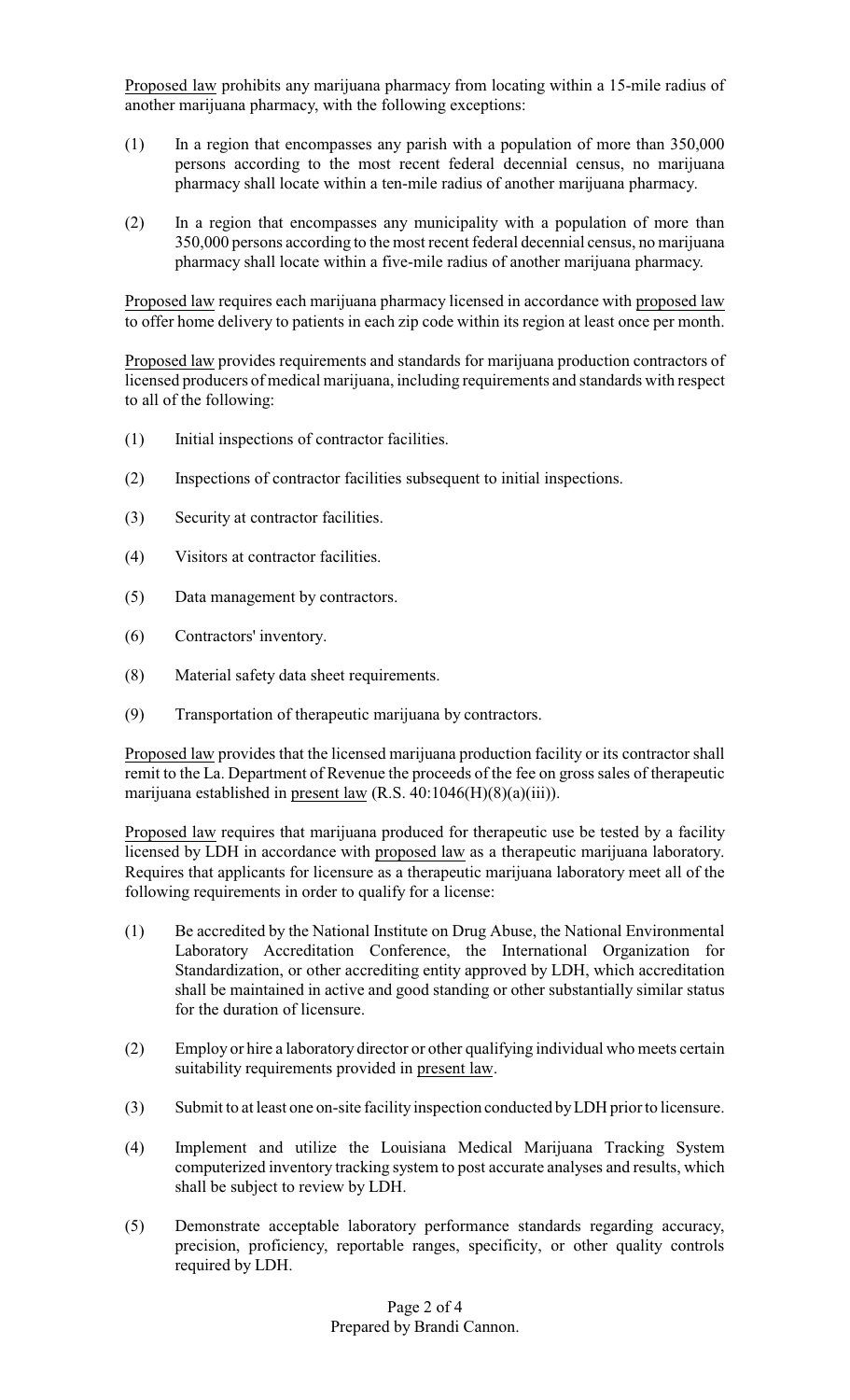Proposed law prohibits any marijuana pharmacy from locating within a 15-mile radius of another marijuana pharmacy, with the following exceptions:

(1) In a region that encompasses any parish with a population of more than 350,000 persons according to the most recent federal decennial census, no marijuana pharmacy shall locate within a ten-mile radius of another marijuana pharmacy.

(2) In a region that encompasses any municipality with a population of more than 350,000 persons according to the most recent federal decennial census, no marijuana pharmacy shall locate within a five-mile radius of another marijuana pharmacy.

Proposed law requires each marijuana pharmacy licensed in accordance with proposed law to offer home delivery to patients in each zip code within its region at least once per month.

Proposed law provides requirements and standards for marijuana production contractors of licensed producers of medical marijuana, including requirements and standards with respect to all of the following:

(1) Initial inspections of contractor facilities.

(2) Inspections of contractor facilities subsequent to initial inspections.

(3) Security at contractor facilities.

(4) Visitors at contractor facilities.

(5) Data management by contractors.

(6) Contractors' inventory.

(8) Material safety data sheet requirements.

(9) Transportation of therapeutic marijuana by contractors.

Proposed law provides that the licensed marijuana production facility or its contractor shall remit to the La. Department of Revenue the proceeds of the fee on gross sales of therapeutic marijuana established in present law (R.S. 40:1046(H)(8)(a)(iii)).

Proposed law requires that marijuana produced for therapeutic use be tested by a facility licensed by LDH in accordance with proposed law as a therapeutic marijuana laboratory. Requires that applicants for licensure as a therapeutic marijuana laboratory meet all of the following requirements in order to qualify for a license:

(1) Be accredited by the National Institute on Drug Abuse, the National Environmental Laboratory Accreditation Conference, the International Organization for Standardization, or other accrediting entity approved by LDH, which accreditation shall be maintained in active and good standing or other substantially similar status for the duration of licensure.

(2) Employ or hire a laboratory director or other qualifying individual who meets certain suitability requirements provided in present law.

(3) Submit to at least one on-site facility inspection conducted by LDH prior to licensure.

(4) Implement and utilize the Louisiana Medical Marijuana Tracking System computerized inventory tracking system to post accurate analyses and results, which shall be subject to review by LDH.

(5) Demonstrate acceptable laboratory performance standards regarding accuracy, precision, proficiency, reportable ranges, specificity, or other quality controls required by LDH.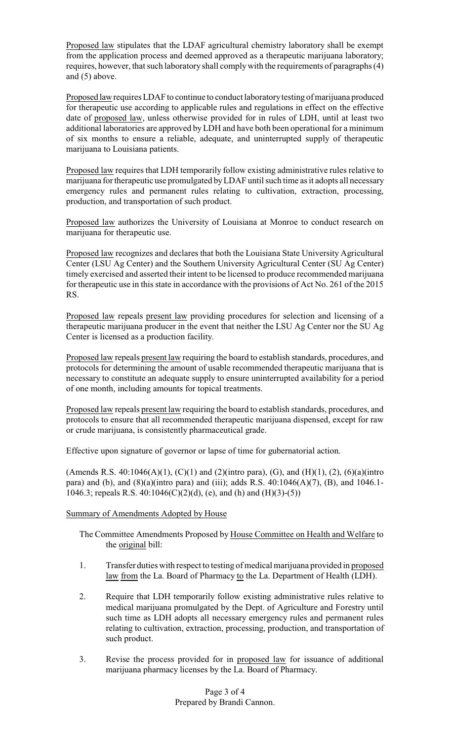Proposed law stipulates that the LDAF agricultural chemistry laboratory shall be exempt from the application process and deemed approved as a therapeutic marijuana laboratory; requires, however, that such laboratory shall comply with the requirements of paragraphs (4) and (5) above.

Proposed law requires LDAF to continue to conduct laboratory testing of marijuana produced for therapeutic use according to applicable rules and regulations in effect on the effective date of proposed law, unless otherwise provided for in rules of LDH, until at least two additional laboratories are approved by LDH and have both been operational for a minimum of six months to ensure a reliable, adequate, and uninterrupted supply of therapeutic marijuana to Louisiana patients.

Proposed law requires that LDH temporarily follow existing administrative rules relative to marijuana for therapeutic use promulgated by LDAF until such time as it adopts all necessary emergency rules and permanent rules relating to cultivation, extraction, processing, production, and transportation of such product.

Proposed law authorizes the University of Louisiana at Monroe to conduct research on marijuana for therapeutic use.

Proposed law recognizes and declares that both the Louisiana State University Agricultural Center (LSU Ag Center) and the Southern University Agricultural Center (SU Ag Center) timely exercised and asserted their intent to be licensed to produce recommended marijuana for therapeutic use in this state in accordance with the provisions of Act No. 261 of the 2015 RS.

Proposed law repeals present law providing procedures for selection and licensing of a therapeutic marijuana producer in the event that neither the LSU Ag Center nor the SU Ag Center is licensed as a production facility.

Proposed law repeals present law requiring the board to establish standards, procedures, and protocols for determining the amount of usable recommended therapeutic marijuana that is necessary to constitute an adequate supply to ensure uninterrupted availability for a period of one month, including amounts for topical treatments.

Proposed law repeals present law requiring the board to establish standards, procedures, and protocols to ensure that all recommended therapeutic marijuana dispensed, except for raw or crude marijuana, is consistently pharmaceutical grade.

Effective upon signature of governor or lapse of time for gubernatorial action.

(Amends R.S. 40:1046(A)(1), (C)(1) and (2)(intro para), (G), and (H)(1), (2), (6)(a)(intro para) and (b), and (8)(a)(intro para) and (iii); adds R.S. 40:1046(A)(7), (B), and 1046.1-1046.3; repeals R.S. 40:1046(C)(2)(d), (e), and (h) and (H)(3)-(5))

Summary of Amendments Adopted by House

The Committee Amendments Proposed by House Committee on Health and Welfare to the original bill:

1. Transfer duties with respect to testing of medical marijuana provided in proposed law from the La. Board of Pharmacy to the La. Department of Health (LDH).

2. Require that LDH temporarily follow existing administrative rules relative to medical marijuana promulgated by the Dept. of Agriculture and Forestry until such time as LDH adopts all necessary emergency rules and permanent rules relating to cultivation, extraction, processing, production, and transportation of such product.

3. Revise the process provided for in proposed law for issuance of additional marijuana pharmacy licenses by the La. Board of Pharmacy.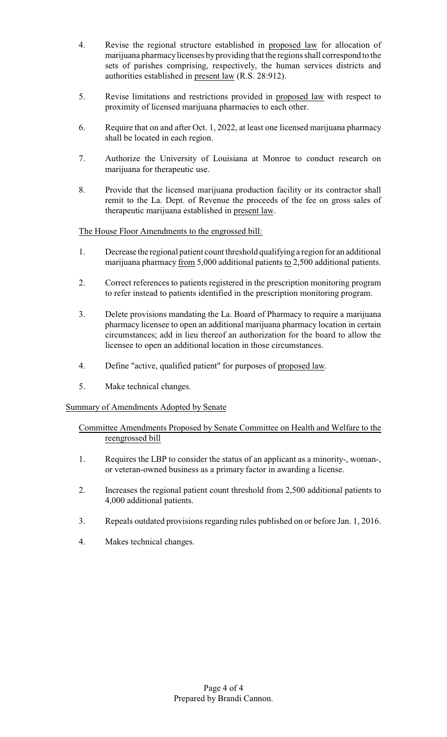4. Revise the regional structure established in proposed law for allocation of marijuana pharmacy licenses by providing that the regions shall correspond to the sets of parishes comprising, respectively, the human services districts and authorities established in present law (R.S. 28:912).

5. Revise limitations and restrictions provided in proposed law with respect to proximity of licensed marijuana pharmacies to each other.

6. Require that on and after Oct. 1, 2022, at least one licensed marijuana pharmacy shall be located in each region.

7. Authorize the University of Louisiana at Monroe to conduct research on marijuana for therapeutic use.

8. Provide that the licensed marijuana production facility or its contractor shall remit to the La. Dept. of Revenue the proceeds of the fee on gross sales of therapeutic marijuana established in present law.

The House Floor Amendments to the engrossed bill:

1. Decrease the regional patient count threshold qualifying a region for an additional marijuana pharmacy from 5,000 additional patients to 2,500 additional patients.

2. Correct references to patients registered in the prescription monitoring program to refer instead to patients identified in the prescription monitoring program.

3. Delete provisions mandating the La. Board of Pharmacy to require a marijuana pharmacy licensee to open an additional marijuana pharmacy location in certain circumstances; add in lieu thereof an authorization for the board to allow the licensee to open an additional location in those circumstances.

4. Define "active, qualified patient" for purposes of proposed law.

5. Make technical changes.

Summary of Amendments Adopted by Senate

Committee Amendments Proposed by Senate Committee on Health and Welfare to the reengrossed bill

1. Requires the LBP to consider the status of an applicant as a minority-, woman-, or veteran-owned business as a primary factor in awarding a license.

2. Increases the regional patient count threshold from 2,500 additional patients to 4,000 additional patients.

3. Repeals outdated provisions regarding rules published on or before Jan. 1, 2016.

4. Makes technical changes.

Prepared by Brandi Cannon.